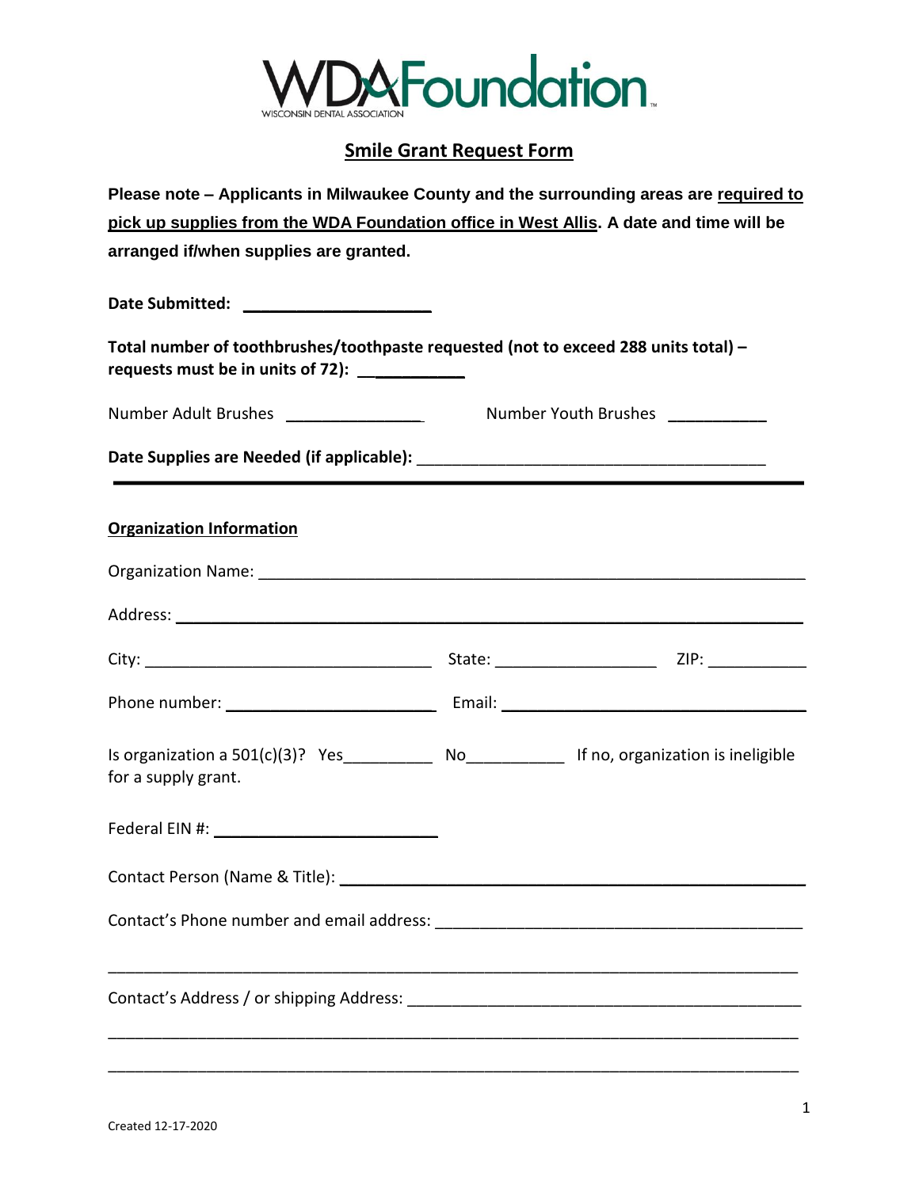WDA Foundation
WISCONSIN DENTAL ASSOCIATION

# Smile Grant Request Form

**Please note – Applicants in Milwaukee County and the surrounding areas are required to pick up supplies from the WDA Foundation office in West Allis. A date and time will be arranged if/when supplies are granted.**

**Date Submitted:** ____________________

**Total number of toothbrushes/toothpaste requested (not to exceed 288 units total) – requests must be in units of 72):** ____________

Number Adult Brushes ______________ Number Youth Brushes __________

**Date Supplies are Needed (if applicable):** ______________________________________

---

## Organization Information

Organization Name: ____________________________________________________________

Address: ____________________________________________________________

City: ______________________________ State: _________________ ZIP: __________

Phone number: ______________________ Email: ________________________________

Is organization a 501(c)(3)? Yes__________ No__________ If no, organization is ineligible for a supply grant.

Federal EIN #: ______________________

Contact Person (Name & Title): ______________________________________________

Contact's Phone number and email address: ____________________________________

______________________________________________________________________

Contact's Address / or shipping Address: ______________________________________

______________________________________________________________________

______________________________________________________________________

Created 12-17-2020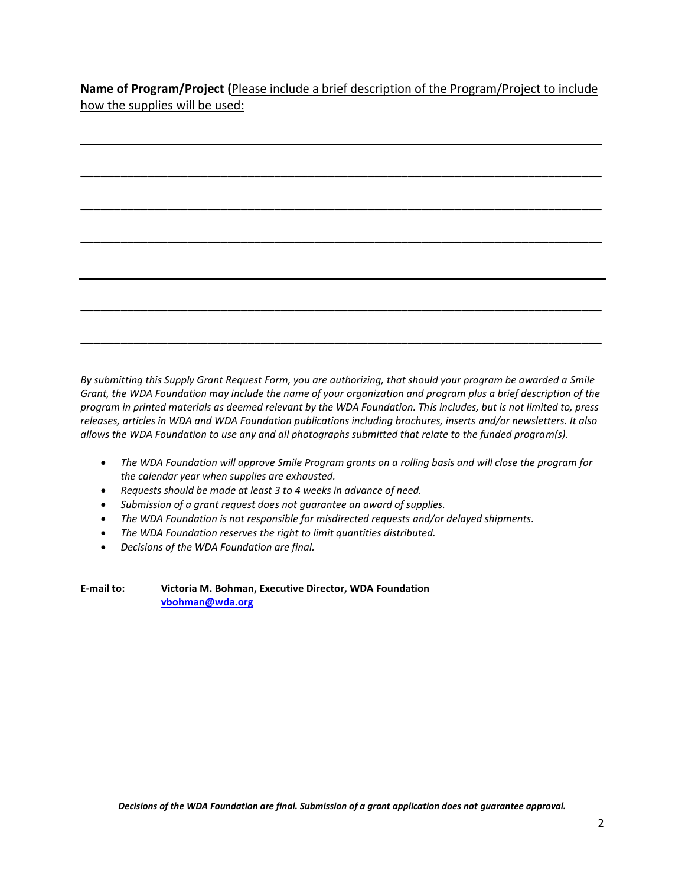**Name of Program/Project (**Please include a brief description of the Program/Project to include how the supplies will be used:

\_\_\_\_\_\_\_\_\_\_\_\_\_\_\_\_\_\_\_\_\_\_\_\_\_\_\_\_\_\_\_\_\_\_\_\_\_\_\_\_\_\_\_\_\_\_\_\_\_\_\_\_\_\_\_\_\_\_\_\_\_\_\_\_\_\_\_\_\_\_\_\_

\_\_\_\_\_\_\_\_\_\_\_\_\_\_\_\_\_\_\_\_\_\_\_\_\_\_\_\_\_\_\_\_\_\_\_\_\_\_\_\_\_\_\_\_\_\_\_\_\_\_\_\_\_\_\_\_\_\_\_\_\_\_\_\_\_\_\_\_\_\_\_\_

\_\_\_\_\_\_\_\_\_\_\_\_\_\_\_\_\_\_\_\_\_\_\_\_\_\_\_\_\_\_\_\_\_\_\_\_\_\_\_\_\_\_\_\_\_\_\_\_\_\_\_\_\_\_\_\_\_\_\_\_\_\_\_\_\_\_\_\_\_\_\_\_

\_\_\_\_\_\_\_\_\_\_\_\_\_\_\_\_\_\_\_\_\_\_\_\_\_\_\_\_\_\_\_\_\_\_\_\_\_\_\_\_\_\_\_\_\_\_\_\_\_\_\_\_\_\_\_\_\_\_\_\_\_\_\_\_\_\_\_\_\_\_\_\_

\_\_\_\_\_\_\_\_\_\_\_\_\_\_\_\_\_\_\_\_\_\_\_\_\_\_\_\_\_\_\_\_\_\_\_\_\_\_\_\_\_\_\_\_\_\_\_\_\_\_\_\_\_\_\_\_\_\_\_\_\_\_\_\_\_\_\_\_\_\_\_\_

\_\_\_\_\_\_\_\_\_\_\_\_\_\_\_\_\_\_\_\_\_\_\_\_\_\_\_\_\_\_\_\_\_\_\_\_\_\_\_\_\_\_\_\_\_\_\_\_\_\_\_\_\_\_\_\_\_\_\_\_\_\_\_\_\_\_\_\_\_\_\_\_

\_\_\_\_\_\_\_\_\_\_\_\_\_\_\_\_\_\_\_\_\_\_\_\_\_\_\_\_\_\_\_\_\_\_\_\_\_\_\_\_\_\_\_\_\_\_\_\_\_\_\_\_\_\_\_\_\_\_\_\_\_\_\_\_\_\_\_\_\_\_\_\_

*By submitting this Supply Grant Request Form, you are authorizing, that should your program be awarded a Smile Grant, the WDA Foundation may include the name of your organization and program plus a brief description of the program in printed materials as deemed relevant by the WDA Foundation. This includes, but is not limited to, press releases, articles in WDA and WDA Foundation publications including brochures, inserts and/or newsletters. It also allows the WDA Foundation to use any and all photographs submitted that relate to the funded program(s).*

- *The WDA Foundation will approve Smile Program grants on a rolling basis and will close the program for the calendar year when supplies are exhausted.*
- *Requests should be made at least 3 to 4 weeks in advance of need.*
- *Submission of a grant request does not guarantee an award of supplies.*
- *The WDA Foundation is not responsible for misdirected requests and/or delayed shipments.*
- *The WDA Foundation reserves the right to limit quantities distributed.*
- *Decisions of the WDA Foundation are final.*

**E-mail to:** **Victoria M. Bohman, Executive Director, WDA Foundation**
**vbohman@wda.org**

***Decisions of the WDA Foundation are final. Submission of a grant application does not guarantee approval.***